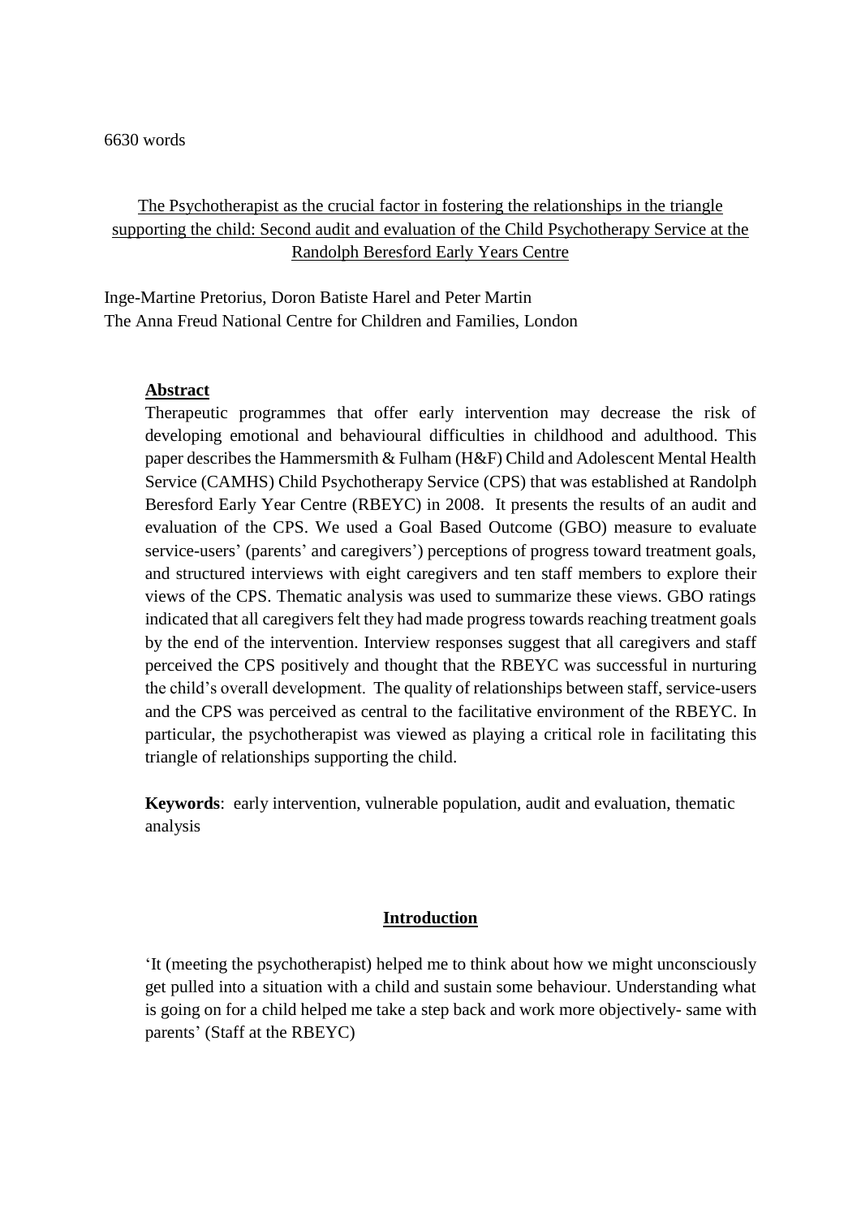6630 words

# The Psychotherapist as the crucial factor in fostering the relationships in the triangle supporting the child: Second audit and evaluation of the Child Psychotherapy Service at the Randolph Beresford Early Years Centre

Inge-Martine Pretorius, Doron Batiste Harel and Peter Martin
The Anna Freud National Centre for Children and Families, London

**Abstract**

Therapeutic programmes that offer early intervention may decrease the risk of developing emotional and behavioural difficulties in childhood and adulthood. This paper describes the Hammersmith & Fulham (H&F) Child and Adolescent Mental Health Service (CAMHS) Child Psychotherapy Service (CPS) that was established at Randolph Beresford Early Year Centre (RBEYC) in 2008. It presents the results of an audit and evaluation of the CPS. We used a Goal Based Outcome (GBO) measure to evaluate service-users' (parents' and caregivers') perceptions of progress toward treatment goals, and structured interviews with eight caregivers and ten staff members to explore their views of the CPS. Thematic analysis was used to summarize these views. GBO ratings indicated that all caregivers felt they had made progress towards reaching treatment goals by the end of the intervention. Interview responses suggest that all caregivers and staff perceived the CPS positively and thought that the RBEYC was successful in nurturing the child's overall development. The quality of relationships between staff, service-users and the CPS was perceived as central to the facilitative environment of the RBEYC. In particular, the psychotherapist was viewed as playing a critical role in facilitating this triangle of relationships supporting the child.

**Keywords**: early intervention, vulnerable population, audit and evaluation, thematic analysis

## Introduction

'It (meeting the psychotherapist) helped me to think about how we might unconsciously get pulled into a situation with a child and sustain some behaviour. Understanding what is going on for a child helped me take a step back and work more objectively- same with parents' (Staff at the RBEYC)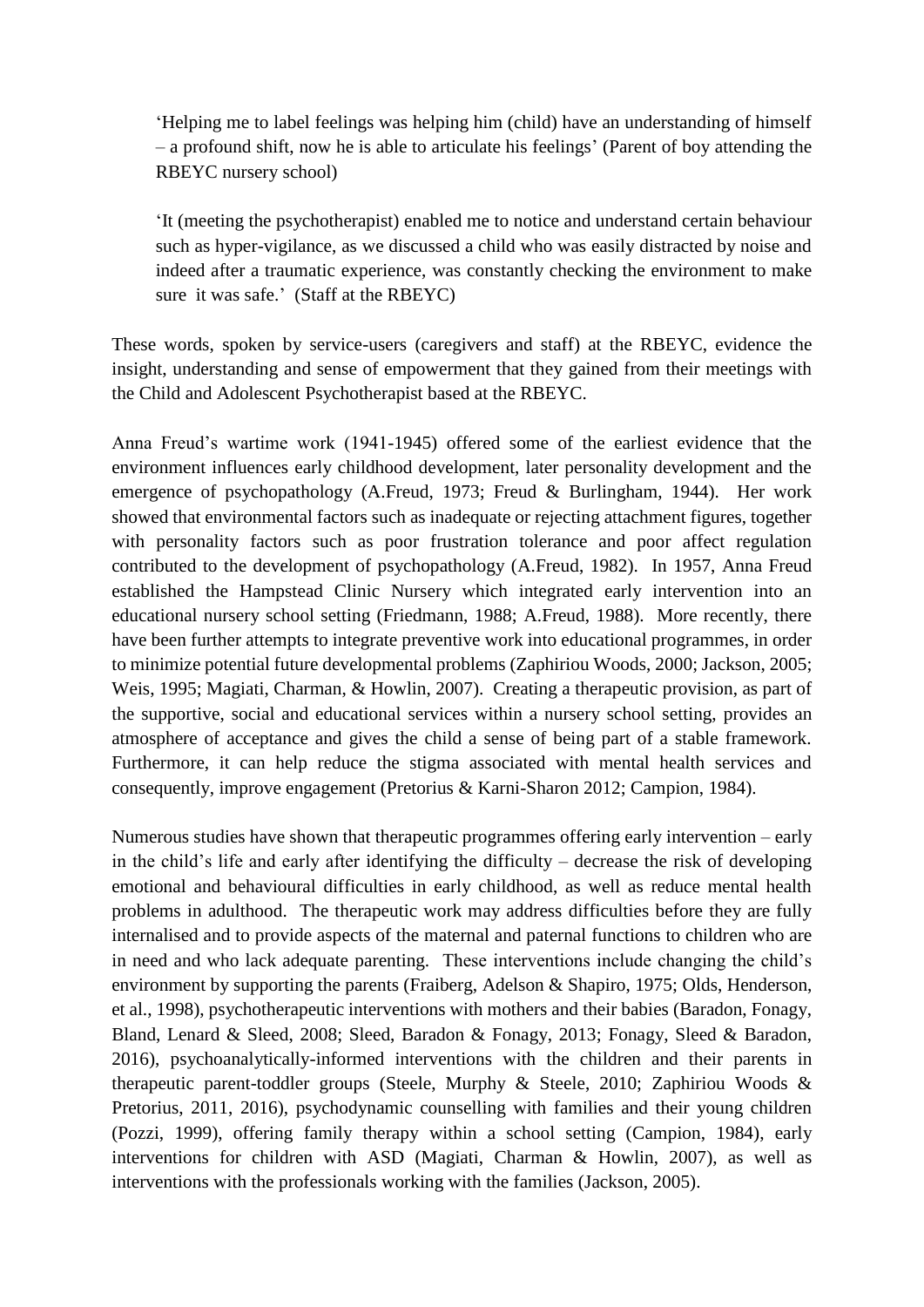> 'Helping me to label feelings was helping him (child) have an understanding of himself – a profound shift, now he is able to articulate his feelings' (Parent of boy attending the RBEYC nursery school)

> 'It (meeting the psychotherapist) enabled me to notice and understand certain behaviour such as hyper-vigilance, as we discussed a child who was easily distracted by noise and indeed after a traumatic experience, was constantly checking the environment to make sure it was safe.' (Staff at the RBEYC)

These words, spoken by service-users (caregivers and staff) at the RBEYC, evidence the insight, understanding and sense of empowerment that they gained from their meetings with the Child and Adolescent Psychotherapist based at the RBEYC.

Anna Freud's wartime work (1941-1945) offered some of the earliest evidence that the environment influences early childhood development, later personality development and the emergence of psychopathology (A.Freud, 1973; Freud & Burlingham, 1944). Her work showed that environmental factors such as inadequate or rejecting attachment figures, together with personality factors such as poor frustration tolerance and poor affect regulation contributed to the development of psychopathology (A.Freud, 1982). In 1957, Anna Freud established the Hampstead Clinic Nursery which integrated early intervention into an educational nursery school setting (Friedmann, 1988; A.Freud, 1988). More recently, there have been further attempts to integrate preventive work into educational programmes, in order to minimize potential future developmental problems (Zaphiriou Woods, 2000; Jackson, 2005; Weis, 1995; Magiati, Charman, & Howlin, 2007). Creating a therapeutic provision, as part of the supportive, social and educational services within a nursery school setting, provides an atmosphere of acceptance and gives the child a sense of being part of a stable framework. Furthermore, it can help reduce the stigma associated with mental health services and consequently, improve engagement (Pretorius & Karni-Sharon 2012; Campion, 1984).

Numerous studies have shown that therapeutic programmes offering early intervention – early in the child's life and early after identifying the difficulty – decrease the risk of developing emotional and behavioural difficulties in early childhood, as well as reduce mental health problems in adulthood. The therapeutic work may address difficulties before they are fully internalised and to provide aspects of the maternal and paternal functions to children who are in need and who lack adequate parenting. These interventions include changing the child's environment by supporting the parents (Fraiberg, Adelson & Shapiro, 1975; Olds, Henderson, et al., 1998), psychotherapeutic interventions with mothers and their babies (Baradon, Fonagy, Bland, Lenard & Sleed, 2008; Sleed, Baradon & Fonagy, 2013; Fonagy, Sleed & Baradon, 2016), psychoanalytically-informed interventions with the children and their parents in therapeutic parent-toddler groups (Steele, Murphy & Steele, 2010; Zaphiriou Woods & Pretorius, 2011, 2016), psychodynamic counselling with families and their young children (Pozzi, 1999), offering family therapy within a school setting (Campion, 1984), early interventions for children with ASD (Magiati, Charman & Howlin, 2007), as well as interventions with the professionals working with the families (Jackson, 2005).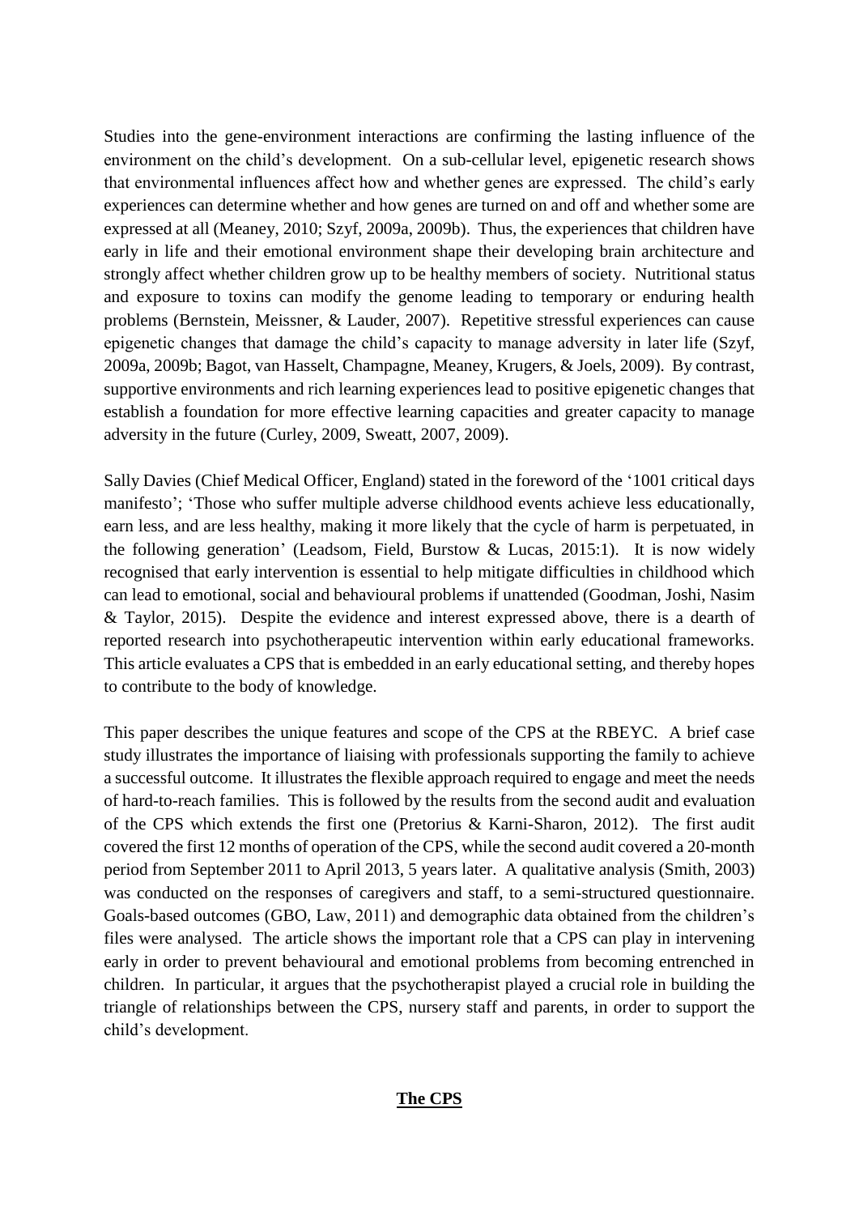Studies into the gene-environment interactions are confirming the lasting influence of the environment on the child's development. On a sub-cellular level, epigenetic research shows that environmental influences affect how and whether genes are expressed. The child's early experiences can determine whether and how genes are turned on and off and whether some are expressed at all (Meaney, 2010; Szyf, 2009a, 2009b). Thus, the experiences that children have early in life and their emotional environment shape their developing brain architecture and strongly affect whether children grow up to be healthy members of society. Nutritional status and exposure to toxins can modify the genome leading to temporary or enduring health problems (Bernstein, Meissner, & Lauder, 2007). Repetitive stressful experiences can cause epigenetic changes that damage the child's capacity to manage adversity in later life (Szyf, 2009a, 2009b; Bagot, van Hasselt, Champagne, Meaney, Krugers, & Joels, 2009). By contrast, supportive environments and rich learning experiences lead to positive epigenetic changes that establish a foundation for more effective learning capacities and greater capacity to manage adversity in the future (Curley, 2009, Sweatt, 2007, 2009).

Sally Davies (Chief Medical Officer, England) stated in the foreword of the '1001 critical days manifesto'; 'Those who suffer multiple adverse childhood events achieve less educationally, earn less, and are less healthy, making it more likely that the cycle of harm is perpetuated, in the following generation' (Leadsom, Field, Burstow & Lucas, 2015:1). It is now widely recognised that early intervention is essential to help mitigate difficulties in childhood which can lead to emotional, social and behavioural problems if unattended (Goodman, Joshi, Nasim & Taylor, 2015). Despite the evidence and interest expressed above, there is a dearth of reported research into psychotherapeutic intervention within early educational frameworks. This article evaluates a CPS that is embedded in an early educational setting, and thereby hopes to contribute to the body of knowledge.

This paper describes the unique features and scope of the CPS at the RBEYC. A brief case study illustrates the importance of liaising with professionals supporting the family to achieve a successful outcome. It illustrates the flexible approach required to engage and meet the needs of hard-to-reach families. This is followed by the results from the second audit and evaluation of the CPS which extends the first one (Pretorius & Karni-Sharon, 2012). The first audit covered the first 12 months of operation of the CPS, while the second audit covered a 20-month period from September 2011 to April 2013, 5 years later. A qualitative analysis (Smith, 2003) was conducted on the responses of caregivers and staff, to a semi-structured questionnaire. Goals-based outcomes (GBO, Law, 2011) and demographic data obtained from the children's files were analysed. The article shows the important role that a CPS can play in intervening early in order to prevent behavioural and emotional problems from becoming entrenched in children. In particular, it argues that the psychotherapist played a crucial role in building the triangle of relationships between the CPS, nursery staff and parents, in order to support the child's development.

## The CPS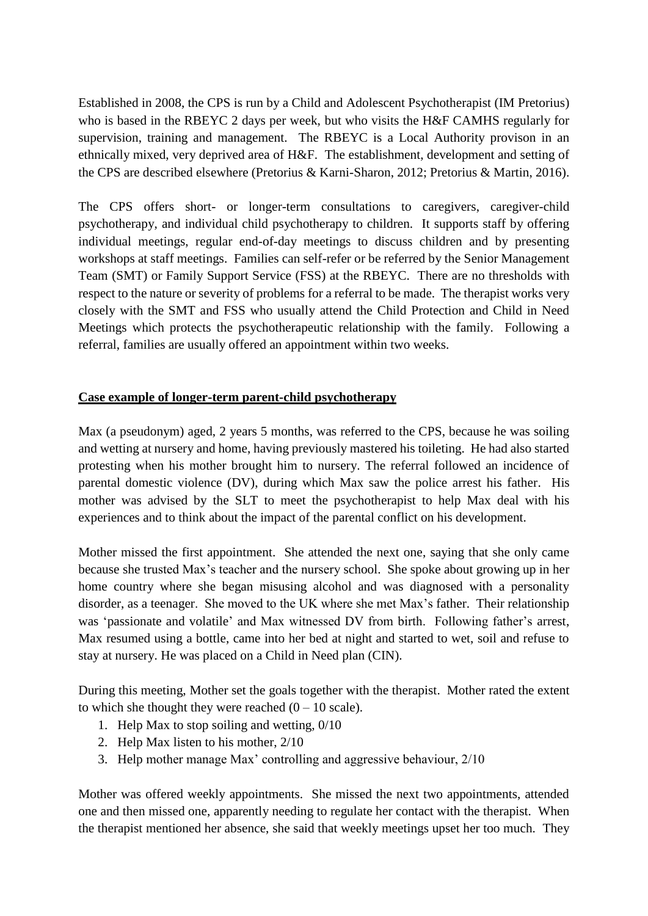Established in 2008, the CPS is run by a Child and Adolescent Psychotherapist (IM Pretorius) who is based in the RBEYC 2 days per week, but who visits the H&F CAMHS regularly for supervision, training and management. The RBEYC is a Local Authority provison in an ethnically mixed, very deprived area of H&F. The establishment, development and setting of the CPS are described elsewhere (Pretorius & Karni-Sharon, 2012; Pretorius & Martin, 2016).

The CPS offers short- or longer-term consultations to caregivers, caregiver-child psychotherapy, and individual child psychotherapy to children. It supports staff by offering individual meetings, regular end-of-day meetings to discuss children and by presenting workshops at staff meetings. Families can self-refer or be referred by the Senior Management Team (SMT) or Family Support Service (FSS) at the RBEYC. There are no thresholds with respect to the nature or severity of problems for a referral to be made. The therapist works very closely with the SMT and FSS who usually attend the Child Protection and Child in Need Meetings which protects the psychotherapeutic relationship with the family. Following a referral, families are usually offered an appointment within two weeks.

**Case example of longer-term parent-child psychotherapy**

Max (a pseudonym) aged, 2 years 5 months, was referred to the CPS, because he was soiling and wetting at nursery and home, having previously mastered his toileting. He had also started protesting when his mother brought him to nursery. The referral followed an incidence of parental domestic violence (DV), during which Max saw the police arrest his father. His mother was advised by the SLT to meet the psychotherapist to help Max deal with his experiences and to think about the impact of the parental conflict on his development.

Mother missed the first appointment. She attended the next one, saying that she only came because she trusted Max's teacher and the nursery school. She spoke about growing up in her home country where she began misusing alcohol and was diagnosed with a personality disorder, as a teenager. She moved to the UK where she met Max's father. Their relationship was 'passionate and volatile' and Max witnessed DV from birth. Following father's arrest, Max resumed using a bottle, came into her bed at night and started to wet, soil and refuse to stay at nursery. He was placed on a Child in Need plan (CIN).

During this meeting, Mother set the goals together with the therapist. Mother rated the extent to which she thought they were reached (0 – 10 scale).

1. Help Max to stop soiling and wetting, 0/10
2. Help Max listen to his mother, 2/10
3. Help mother manage Max' controlling and aggressive behaviour, 2/10

Mother was offered weekly appointments. She missed the next two appointments, attended one and then missed one, apparently needing to regulate her contact with the therapist. When the therapist mentioned her absence, she said that weekly meetings upset her too much. They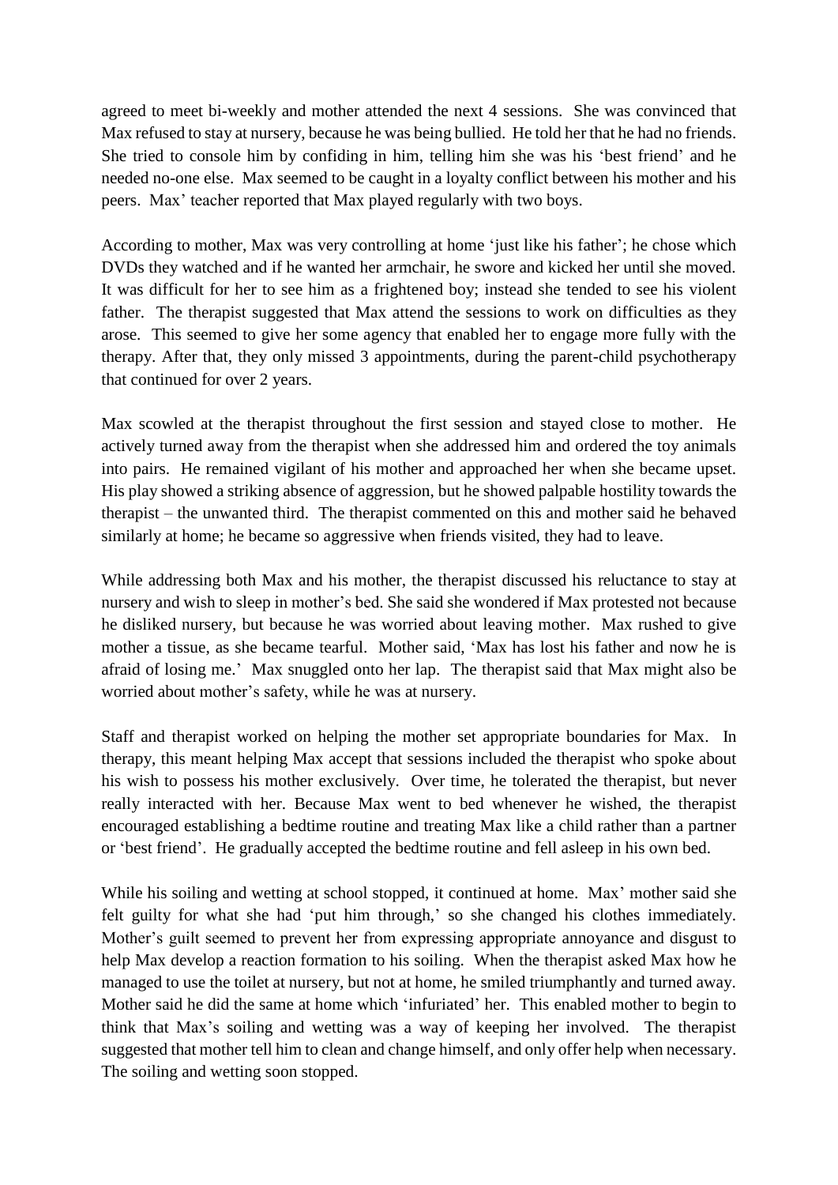agreed to meet bi-weekly and mother attended the next 4 sessions. She was convinced that Max refused to stay at nursery, because he was being bullied. He told her that he had no friends. She tried to console him by confiding in him, telling him she was his 'best friend' and he needed no-one else. Max seemed to be caught in a loyalty conflict between his mother and his peers. Max' teacher reported that Max played regularly with two boys.

According to mother, Max was very controlling at home 'just like his father'; he chose which DVDs they watched and if he wanted her armchair, he swore and kicked her until she moved. It was difficult for her to see him as a frightened boy; instead she tended to see his violent father. The therapist suggested that Max attend the sessions to work on difficulties as they arose. This seemed to give her some agency that enabled her to engage more fully with the therapy. After that, they only missed 3 appointments, during the parent-child psychotherapy that continued for over 2 years.

Max scowled at the therapist throughout the first session and stayed close to mother. He actively turned away from the therapist when she addressed him and ordered the toy animals into pairs. He remained vigilant of his mother and approached her when she became upset. His play showed a striking absence of aggression, but he showed palpable hostility towards the therapist – the unwanted third. The therapist commented on this and mother said he behaved similarly at home; he became so aggressive when friends visited, they had to leave.

While addressing both Max and his mother, the therapist discussed his reluctance to stay at nursery and wish to sleep in mother's bed. She said she wondered if Max protested not because he disliked nursery, but because he was worried about leaving mother. Max rushed to give mother a tissue, as she became tearful. Mother said, 'Max has lost his father and now he is afraid of losing me.' Max snuggled onto her lap. The therapist said that Max might also be worried about mother's safety, while he was at nursery.

Staff and therapist worked on helping the mother set appropriate boundaries for Max. In therapy, this meant helping Max accept that sessions included the therapist who spoke about his wish to possess his mother exclusively. Over time, he tolerated the therapist, but never really interacted with her. Because Max went to bed whenever he wished, the therapist encouraged establishing a bedtime routine and treating Max like a child rather than a partner or 'best friend'. He gradually accepted the bedtime routine and fell asleep in his own bed.

While his soiling and wetting at school stopped, it continued at home. Max' mother said she felt guilty for what she had 'put him through,' so she changed his clothes immediately. Mother's guilt seemed to prevent her from expressing appropriate annoyance and disgust to help Max develop a reaction formation to his soiling. When the therapist asked Max how he managed to use the toilet at nursery, but not at home, he smiled triumphantly and turned away. Mother said he did the same at home which 'infuriated' her. This enabled mother to begin to think that Max's soiling and wetting was a way of keeping her involved. The therapist suggested that mother tell him to clean and change himself, and only offer help when necessary. The soiling and wetting soon stopped.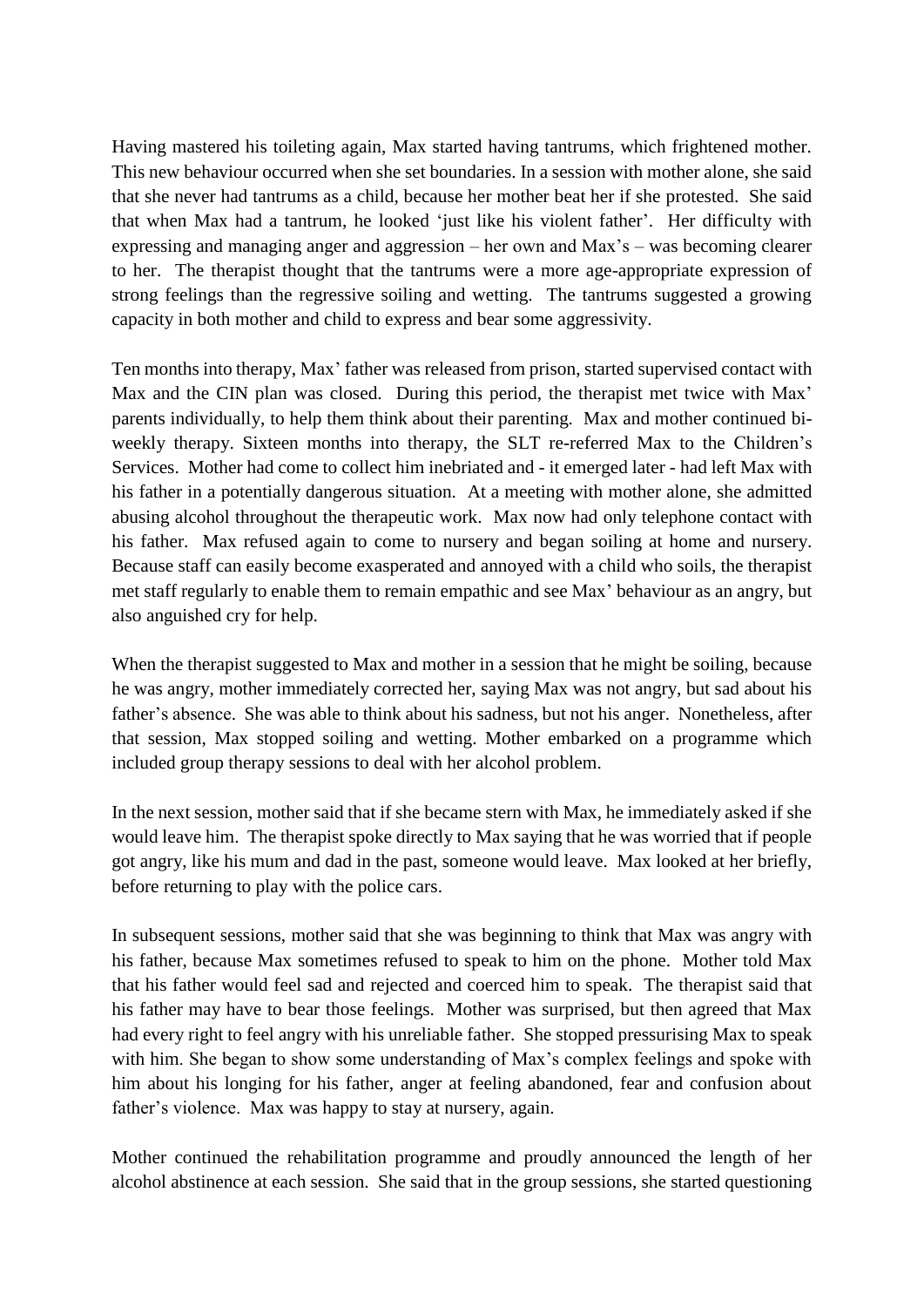Having mastered his toileting again, Max started having tantrums, which frightened mother. This new behaviour occurred when she set boundaries. In a session with mother alone, she said that she never had tantrums as a child, because her mother beat her if she protested. She said that when Max had a tantrum, he looked 'just like his violent father'. Her difficulty with expressing and managing anger and aggression – her own and Max's – was becoming clearer to her. The therapist thought that the tantrums were a more age-appropriate expression of strong feelings than the regressive soiling and wetting. The tantrums suggested a growing capacity in both mother and child to express and bear some aggressivity.

Ten months into therapy, Max' father was released from prison, started supervised contact with Max and the CIN plan was closed. During this period, the therapist met twice with Max' parents individually, to help them think about their parenting. Max and mother continued bi-weekly therapy. Sixteen months into therapy, the SLT re-referred Max to the Children's Services. Mother had come to collect him inebriated and - it emerged later - had left Max with his father in a potentially dangerous situation. At a meeting with mother alone, she admitted abusing alcohol throughout the therapeutic work. Max now had only telephone contact with his father. Max refused again to come to nursery and began soiling at home and nursery. Because staff can easily become exasperated and annoyed with a child who soils, the therapist met staff regularly to enable them to remain empathic and see Max' behaviour as an angry, but also anguished cry for help.

When the therapist suggested to Max and mother in a session that he might be soiling, because he was angry, mother immediately corrected her, saying Max was not angry, but sad about his father's absence. She was able to think about his sadness, but not his anger. Nonetheless, after that session, Max stopped soiling and wetting. Mother embarked on a programme which included group therapy sessions to deal with her alcohol problem.

In the next session, mother said that if she became stern with Max, he immediately asked if she would leave him. The therapist spoke directly to Max saying that he was worried that if people got angry, like his mum and dad in the past, someone would leave. Max looked at her briefly, before returning to play with the police cars.

In subsequent sessions, mother said that she was beginning to think that Max was angry with his father, because Max sometimes refused to speak to him on the phone. Mother told Max that his father would feel sad and rejected and coerced him to speak. The therapist said that his father may have to bear those feelings. Mother was surprised, but then agreed that Max had every right to feel angry with his unreliable father. She stopped pressurising Max to speak with him. She began to show some understanding of Max's complex feelings and spoke with him about his longing for his father, anger at feeling abandoned, fear and confusion about father's violence. Max was happy to stay at nursery, again.

Mother continued the rehabilitation programme and proudly announced the length of her alcohol abstinence at each session. She said that in the group sessions, she started questioning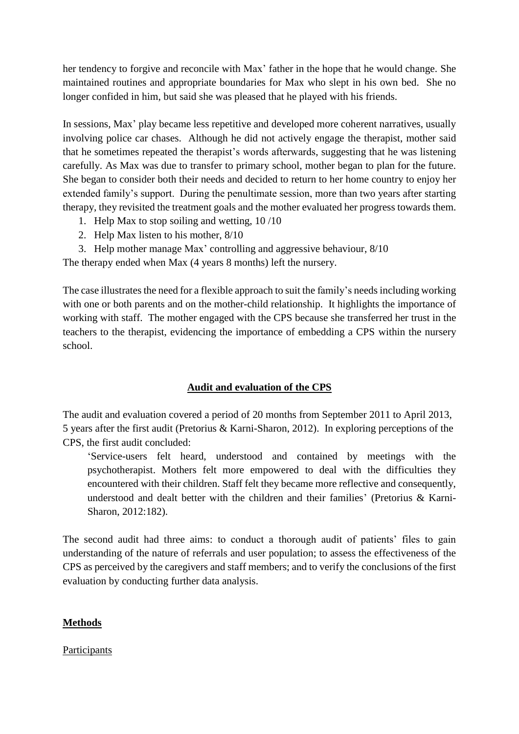her tendency to forgive and reconcile with Max' father in the hope that he would change. She maintained routines and appropriate boundaries for Max who slept in his own bed. She no longer confided in him, but said she was pleased that he played with his friends.

In sessions, Max' play became less repetitive and developed more coherent narratives, usually involving police car chases. Although he did not actively engage the therapist, mother said that he sometimes repeated the therapist's words afterwards, suggesting that he was listening carefully. As Max was due to transfer to primary school, mother began to plan for the future. She began to consider both their needs and decided to return to her home country to enjoy her extended family's support. During the penultimate session, more than two years after starting therapy, they revisited the treatment goals and the mother evaluated her progress towards them.

1. Help Max to stop soiling and wetting, 10 /10
2. Help Max listen to his mother, 8/10
3. Help mother manage Max' controlling and aggressive behaviour, 8/10

The therapy ended when Max (4 years 8 months) left the nursery.

The case illustrates the need for a flexible approach to suit the family's needs including working with one or both parents and on the mother-child relationship. It highlights the importance of working with staff. The mother engaged with the CPS because she transferred her trust in the teachers to the therapist, evidencing the importance of embedding a CPS within the nursery school.

## Audit and evaluation of the CPS

The audit and evaluation covered a period of 20 months from September 2011 to April 2013, 5 years after the first audit (Pretorius & Karni-Sharon, 2012). In exploring perceptions of the CPS, the first audit concluded:

> 'Service-users felt heard, understood and contained by meetings with the psychotherapist. Mothers felt more empowered to deal with the difficulties they encountered with their children. Staff felt they became more reflective and consequently, understood and dealt better with the children and their families' (Pretorius & Karni-Sharon, 2012:182).

The second audit had three aims: to conduct a thorough audit of patients' files to gain understanding of the nature of referrals and user population; to assess the effectiveness of the CPS as perceived by the caregivers and staff members; and to verify the conclusions of the first evaluation by conducting further data analysis.

### Methods

Participants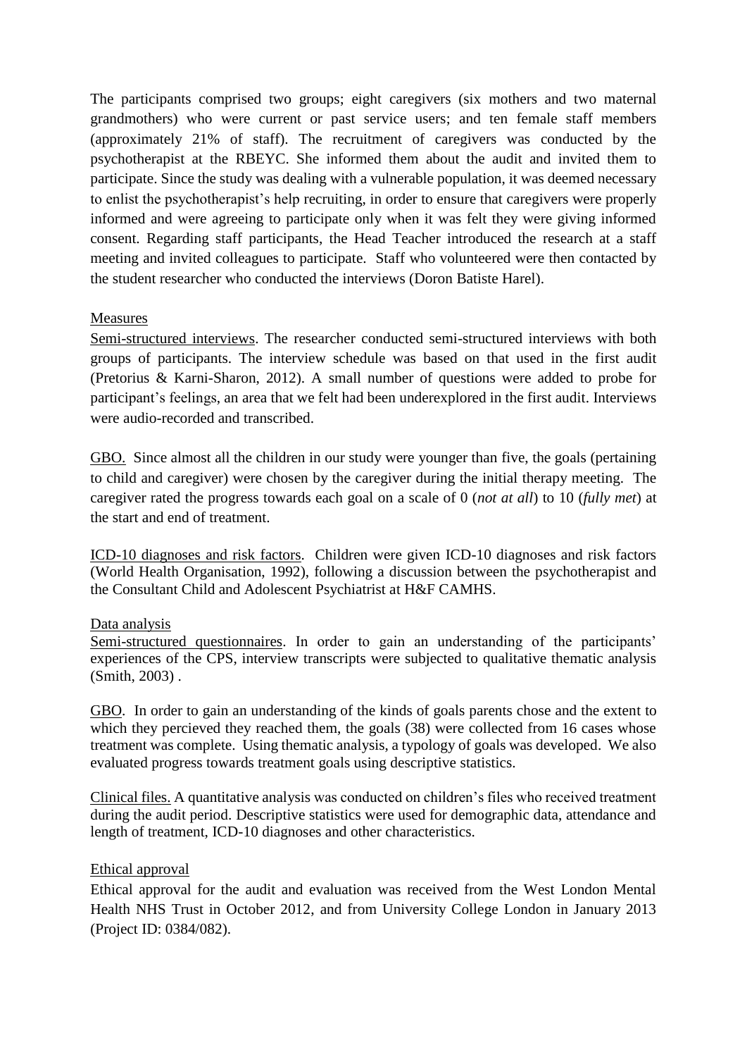The participants comprised two groups; eight caregivers (six mothers and two maternal grandmothers) who were current or past service users; and ten female staff members (approximately 21% of staff). The recruitment of caregivers was conducted by the psychotherapist at the RBEYC. She informed them about the audit and invited them to participate. Since the study was dealing with a vulnerable population, it was deemed necessary to enlist the psychotherapist's help recruiting, in order to ensure that caregivers were properly informed and were agreeing to participate only when it was felt they were giving informed consent. Regarding staff participants, the Head Teacher introduced the research at a staff meeting and invited colleagues to participate. Staff who volunteered were then contacted by the student researcher who conducted the interviews (Doron Batiste Harel).

## Measures

Semi-structured interviews. The researcher conducted semi-structured interviews with both groups of participants. The interview schedule was based on that used in the first audit (Pretorius & Karni-Sharon, 2012). A small number of questions were added to probe for participant's feelings, an area that we felt had been underexplored in the first audit. Interviews were audio-recorded and transcribed.

GBO. Since almost all the children in our study were younger than five, the goals (pertaining to child and caregiver) were chosen by the caregiver during the initial therapy meeting. The caregiver rated the progress towards each goal on a scale of 0 (*not at all*) to 10 (*fully met*) at the start and end of treatment.

ICD-10 diagnoses and risk factors. Children were given ICD-10 diagnoses and risk factors (World Health Organisation, 1992), following a discussion between the psychotherapist and the Consultant Child and Adolescent Psychiatrist at H&F CAMHS.

## Data analysis

Semi-structured questionnaires. In order to gain an understanding of the participants' experiences of the CPS, interview transcripts were subjected to qualitative thematic analysis (Smith, 2003) .

GBO. In order to gain an understanding of the kinds of goals parents chose and the extent to which they percieved they reached them, the goals (38) were collected from 16 cases whose treatment was complete. Using thematic analysis, a typology of goals was developed. We also evaluated progress towards treatment goals using descriptive statistics.

Clinical files. A quantitative analysis was conducted on children's files who received treatment during the audit period. Descriptive statistics were used for demographic data, attendance and length of treatment, ICD-10 diagnoses and other characteristics.

## Ethical approval

Ethical approval for the audit and evaluation was received from the West London Mental Health NHS Trust in October 2012, and from University College London in January 2013 (Project ID: 0384/082).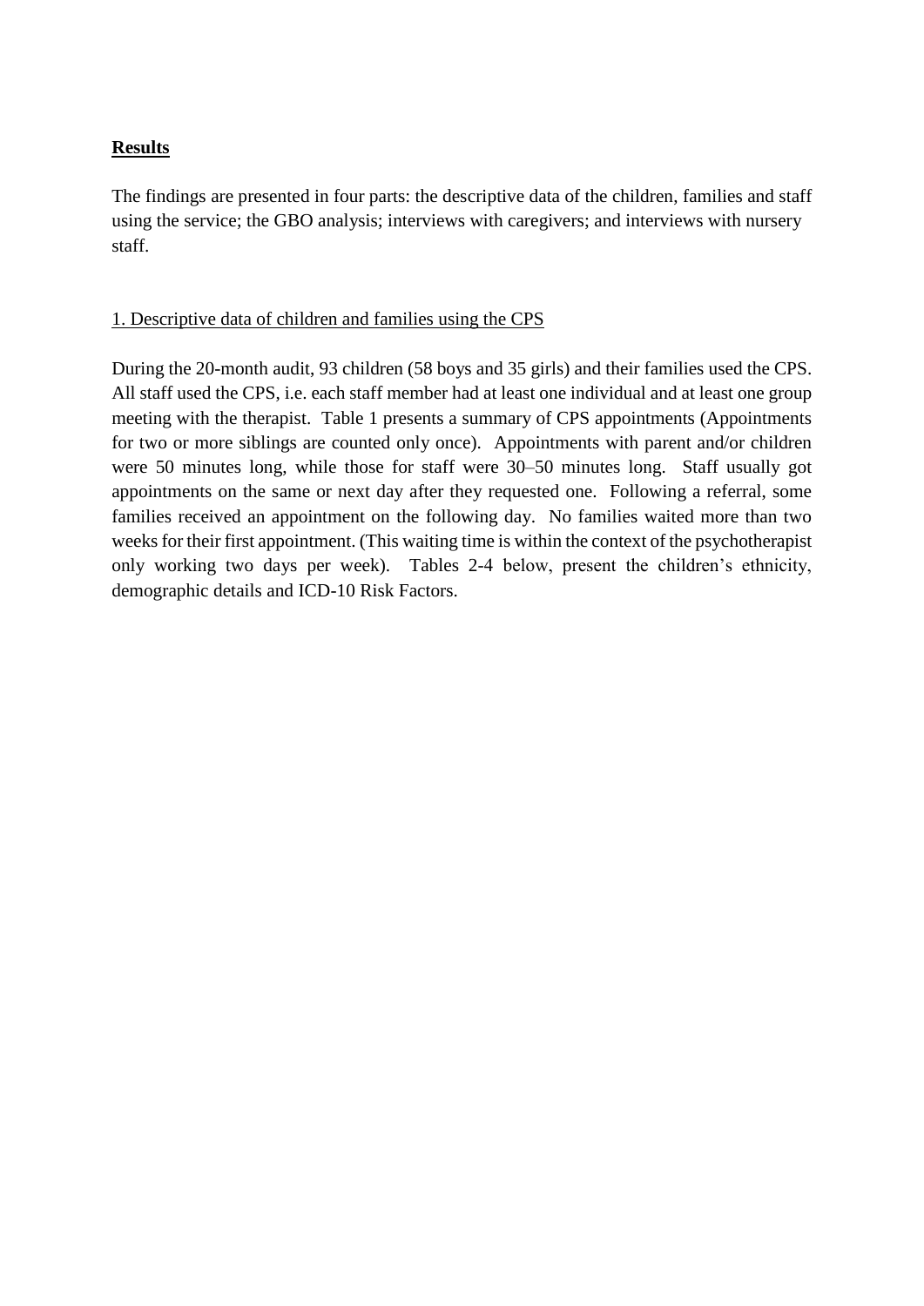**Results**

The findings are presented in four parts: the descriptive data of the children, families and staff using the service; the GBO analysis; interviews with caregivers; and interviews with nursery staff.

1. Descriptive data of children and families using the CPS

During the 20-month audit, 93 children (58 boys and 35 girls) and their families used the CPS. All staff used the CPS, i.e. each staff member had at least one individual and at least one group meeting with the therapist. Table 1 presents a summary of CPS appointments (Appointments for two or more siblings are counted only once). Appointments with parent and/or children were 50 minutes long, while those for staff were 30–50 minutes long. Staff usually got appointments on the same or next day after they requested one. Following a referral, some families received an appointment on the following day. No families waited more than two weeks for their first appointment. (This waiting time is within the context of the psychotherapist only working two days per week). Tables 2-4 below, present the children's ethnicity, demographic details and ICD-10 Risk Factors.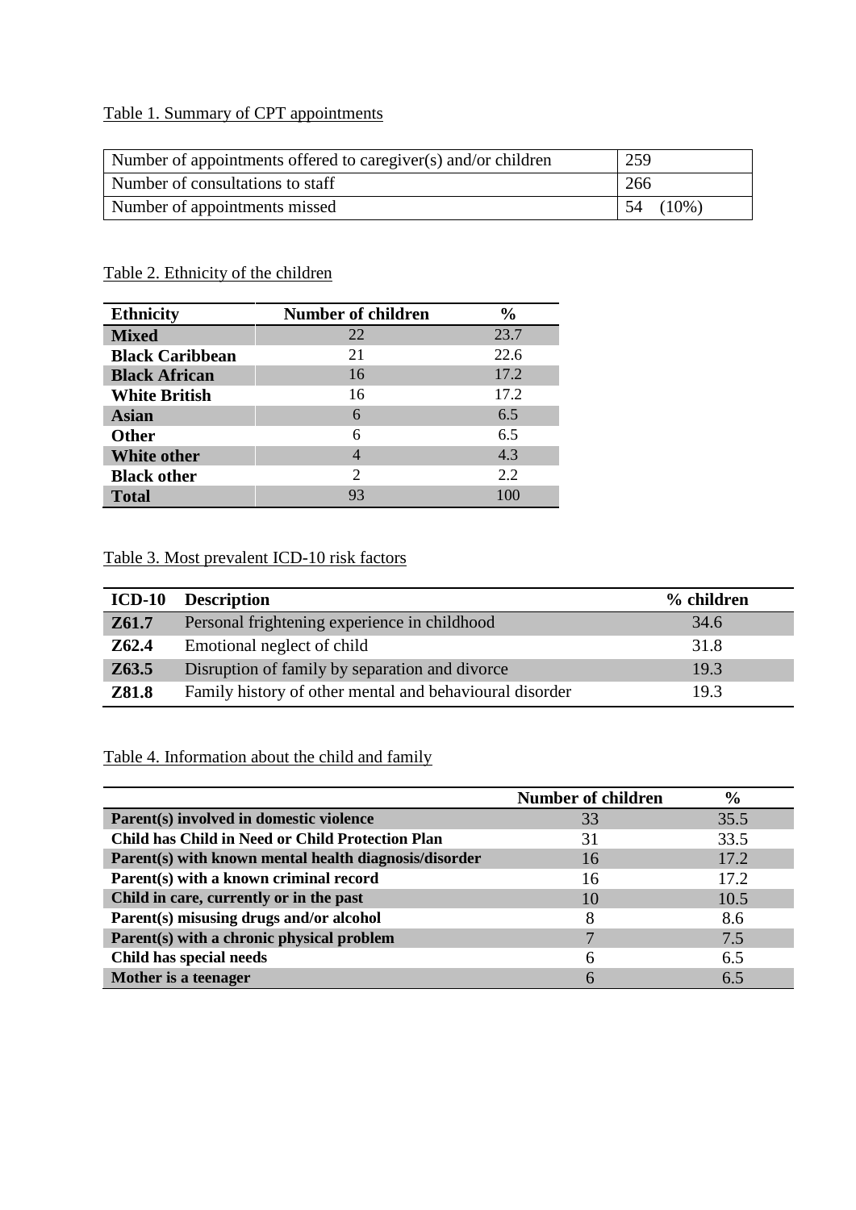Table 1. Summary of CPT appointments

| | |
|---|---|
| Number of appointments offered to caregiver(s) and/or children | 259 |
| Number of consultations to staff | 266 |
| Number of appointments missed | 54 (10%) |

Table 2. Ethnicity of the children

| Ethnicity | Number of children | % |
|---|---|---|
| **Mixed** | 22 | 23.7 |
| **Black Caribbean** | 21 | 22.6 |
| **Black African** | 16 | 17.2 |
| **White British** | 16 | 17.2 |
| **Asian** | 6 | 6.5 |
| **Other** | 6 | 6.5 |
| **White other** | 4 | 4.3 |
| **Black other** | 2 | 2.2 |
| **Total** | 93 | 100 |

Table 3. Most prevalent ICD-10 risk factors

| ICD-10 | Description | % children |
|---|---|---|
| **Z61.7** | Personal frightening experience in childhood | 34.6 |
| **Z62.4** | Emotional neglect of child | 31.8 |
| **Z63.5** | Disruption of family by separation and divorce | 19.3 |
| **Z81.8** | Family history of other mental and behavioural disorder | 19.3 |

Table 4. Information about the child and family

| | Number of children | % |
|---|---|---|
| **Parent(s) involved in domestic violence** | 33 | 35.5 |
| **Child has Child in Need or Child Protection Plan** | 31 | 33.5 |
| **Parent(s) with known mental health diagnosis/disorder** | 16 | 17.2 |
| **Parent(s) with a known criminal record** | 16 | 17.2 |
| **Child in care, currently or in the past** | 10 | 10.5 |
| **Parent(s) misusing drugs and/or alcohol** | 8 | 8.6 |
| **Parent(s) with a chronic physical problem** | 7 | 7.5 |
| **Child has special needs** | 6 | 6.5 |
| **Mother is a teenager** | 6 | 6.5 |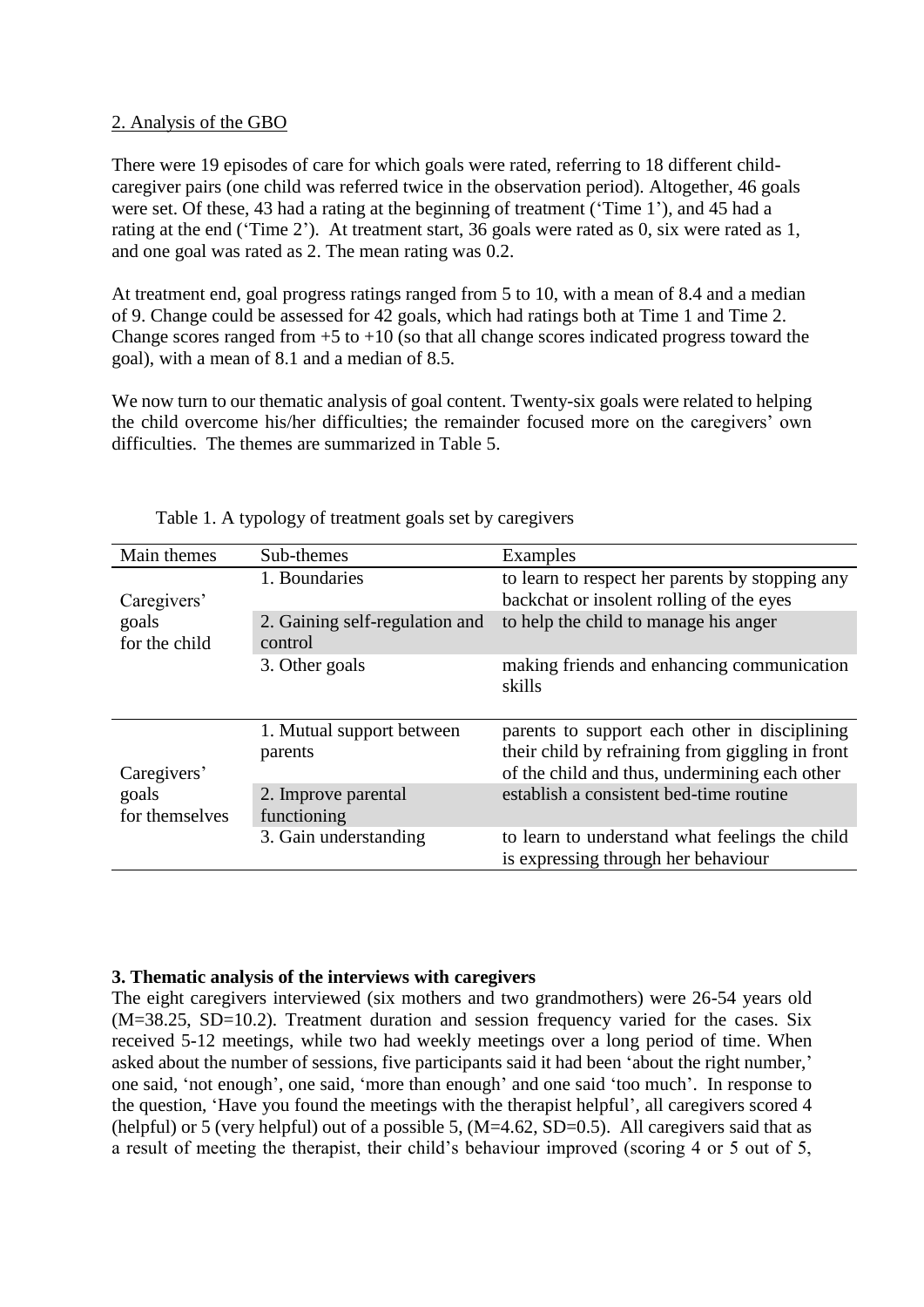2. Analysis of the GBO

There were 19 episodes of care for which goals were rated, referring to 18 different child-caregiver pairs (one child was referred twice in the observation period). Altogether, 46 goals were set. Of these, 43 had a rating at the beginning of treatment ('Time 1'), and 45 had a rating at the end ('Time 2'). At treatment start, 36 goals were rated as 0, six were rated as 1, and one goal was rated as 2. The mean rating was 0.2.

At treatment end, goal progress ratings ranged from 5 to 10, with a mean of 8.4 and a median of 9. Change could be assessed for 42 goals, which had ratings both at Time 1 and Time 2. Change scores ranged from +5 to +10 (so that all change scores indicated progress toward the goal), with a mean of 8.1 and a median of 8.5.

We now turn to our thematic analysis of goal content. Twenty-six goals were related to helping the child overcome his/her difficulties; the remainder focused more on the caregivers' own difficulties. The themes are summarized in Table 5.

Table 1. A typology of treatment goals set by caregivers

| Main themes | Sub-themes | Examples |
|---|---|---|
| Caregivers' goals for the child | 1. Boundaries | to learn to respect her parents by stopping any backchat or insolent rolling of the eyes |
| | 2. Gaining self-regulation and control | to help the child to manage his anger |
| | 3. Other goals | making friends and enhancing communication skills |
| Caregivers' goals for themselves | 1. Mutual support between parents | parents to support each other in disciplining their child by refraining from giggling in front of the child and thus, undermining each other |
| | 2. Improve parental functioning | establish a consistent bed-time routine |
| | 3. Gain understanding | to learn to understand what feelings the child is expressing through her behaviour |

**3. Thematic analysis of the interviews with caregivers**

The eight caregivers interviewed (six mothers and two grandmothers) were 26-54 years old (M=38.25, SD=10.2). Treatment duration and session frequency varied for the cases. Six received 5-12 meetings, while two had weekly meetings over a long period of time. When asked about the number of sessions, five participants said it had been 'about the right number,' one said, 'not enough', one said, 'more than enough' and one said 'too much'. In response to the question, 'Have you found the meetings with the therapist helpful', all caregivers scored 4 (helpful) or 5 (very helpful) out of a possible 5, (M=4.62, SD=0.5). All caregivers said that as a result of meeting the therapist, their child's behaviour improved (scoring 4 or 5 out of 5,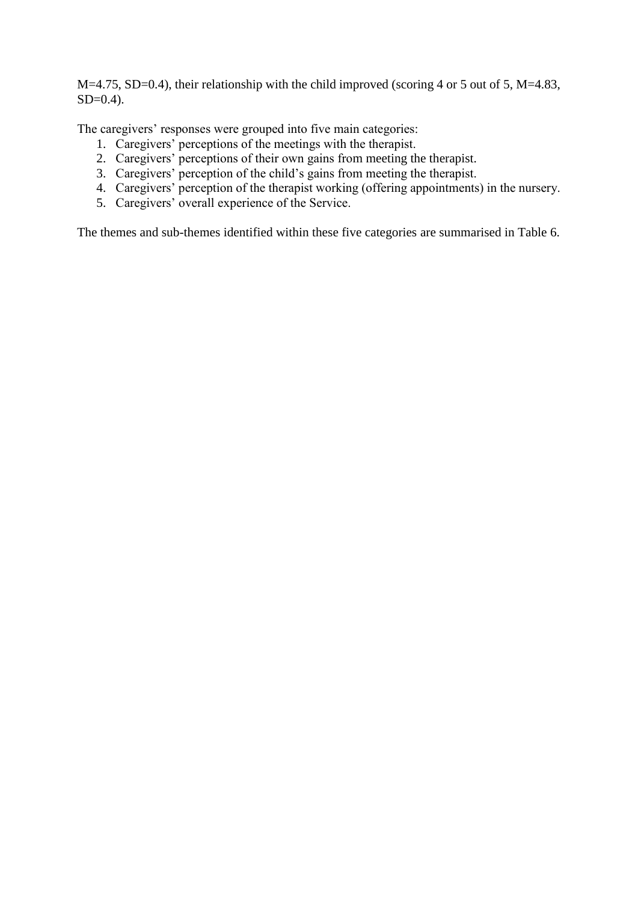M=4.75, SD=0.4), their relationship with the child improved (scoring 4 or 5 out of 5, M=4.83, SD=0.4).

The caregivers' responses were grouped into five main categories:

1. Caregivers' perceptions of the meetings with the therapist.
2. Caregivers' perceptions of their own gains from meeting the therapist.
3. Caregivers' perception of the child's gains from meeting the therapist.
4. Caregivers' perception of the therapist working (offering appointments) in the nursery.
5. Caregivers' overall experience of the Service.

The themes and sub-themes identified within these five categories are summarised in Table 6.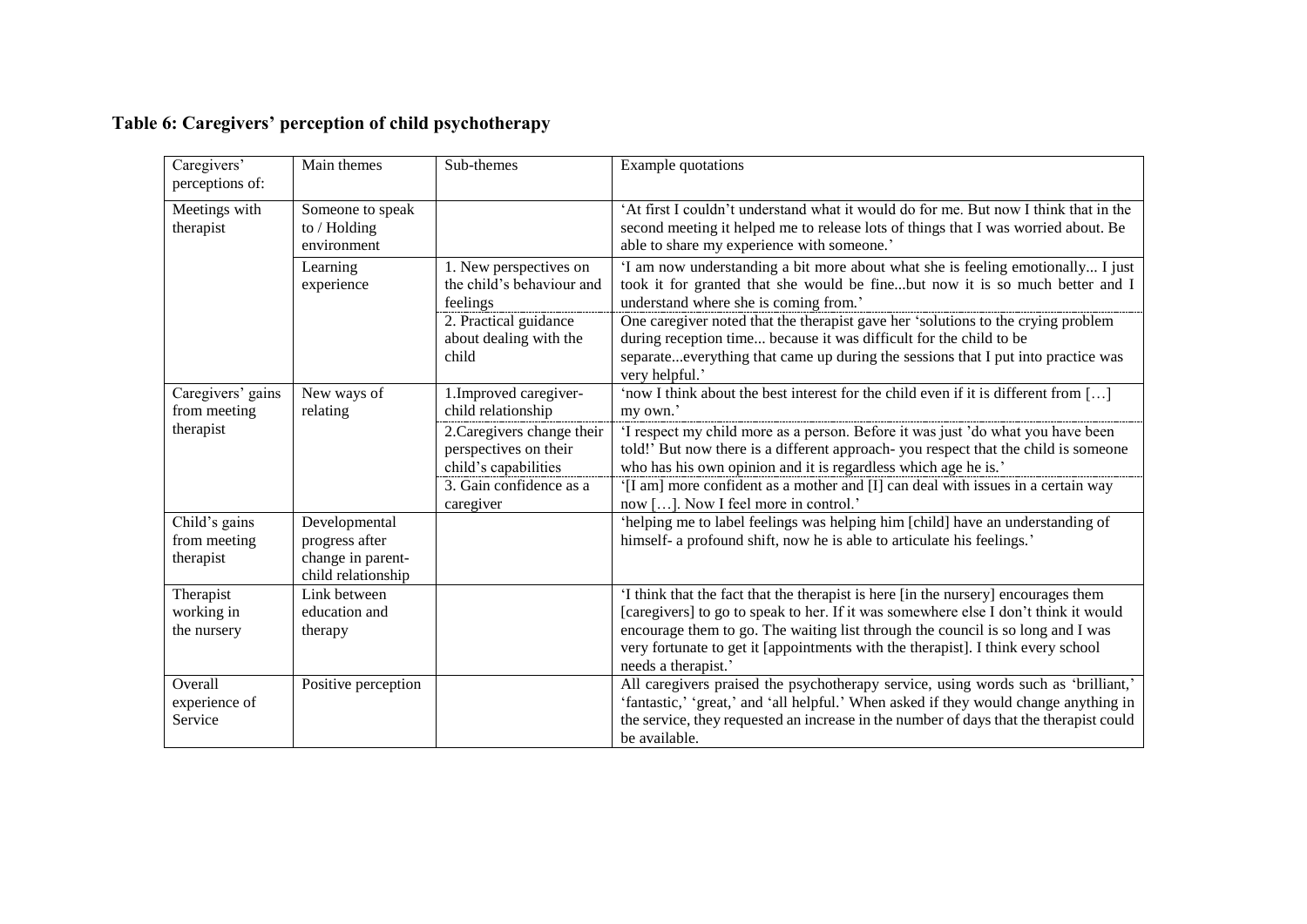**Table 6: Caregivers' perception of child psychotherapy**

| Caregivers' perceptions of: | Main themes | Sub-themes | Example quotations |
|---|---|---|---|
| Meetings with therapist | Someone to speak to / Holding environment | | 'At first I couldn't understand what it would do for me. But now I think that in the second meeting it helped me to release lots of things that I was worried about. Be able to share my experience with someone.' |
| | Learning experience | 1. New perspectives on the child's behaviour and feelings | 'I am now understanding a bit more about what she is feeling emotionally... I just took it for granted that she would be fine...but now it is so much better and I understand where she is coming from.' |
| | | 2. Practical guidance about dealing with the child | One caregiver noted that the therapist gave her 'solutions to the crying problem during reception time... because it was difficult for the child to be separate...everything that came up during the sessions that I put into practice was very helpful.' |
| Caregivers' gains from meeting therapist | New ways of relating | 1.Improved caregiver-child relationship | 'now I think about the best interest for the child even if it is different from […] my own.' |
| | | 2.Caregivers change their perspectives on their child's capabilities | 'I respect my child more as a person. Before it was just 'do what you have been told!' But now there is a different approach- you respect that the child is someone who has his own opinion and it is regardless which age he is.' |
| | | 3. Gain confidence as a caregiver | '[I am] more confident as a mother and [I] can deal with issues in a certain way now […]. Now I feel more in control.' |
| Child's gains from meeting therapist | Developmental progress after change in parent-child relationship | | 'helping me to label feelings was helping him [child] have an understanding of himself- a profound shift, now he is able to articulate his feelings.' |
| Therapist working in the nursery | Link between education and therapy | | 'I think that the fact that the therapist is here [in the nursery] encourages them [caregivers] to go to speak to her. If it was somewhere else I don't think it would encourage them to go. The waiting list through the council is so long and I was very fortunate to get it [appointments with the therapist]. I think every school needs a therapist.' |
| Overall experience of Service | Positive perception | | All caregivers praised the psychotherapy service, using words such as 'brilliant,' 'fantastic,' 'great,' and 'all helpful.' When asked if they would change anything in the service, they requested an increase in the number of days that the therapist could be available. |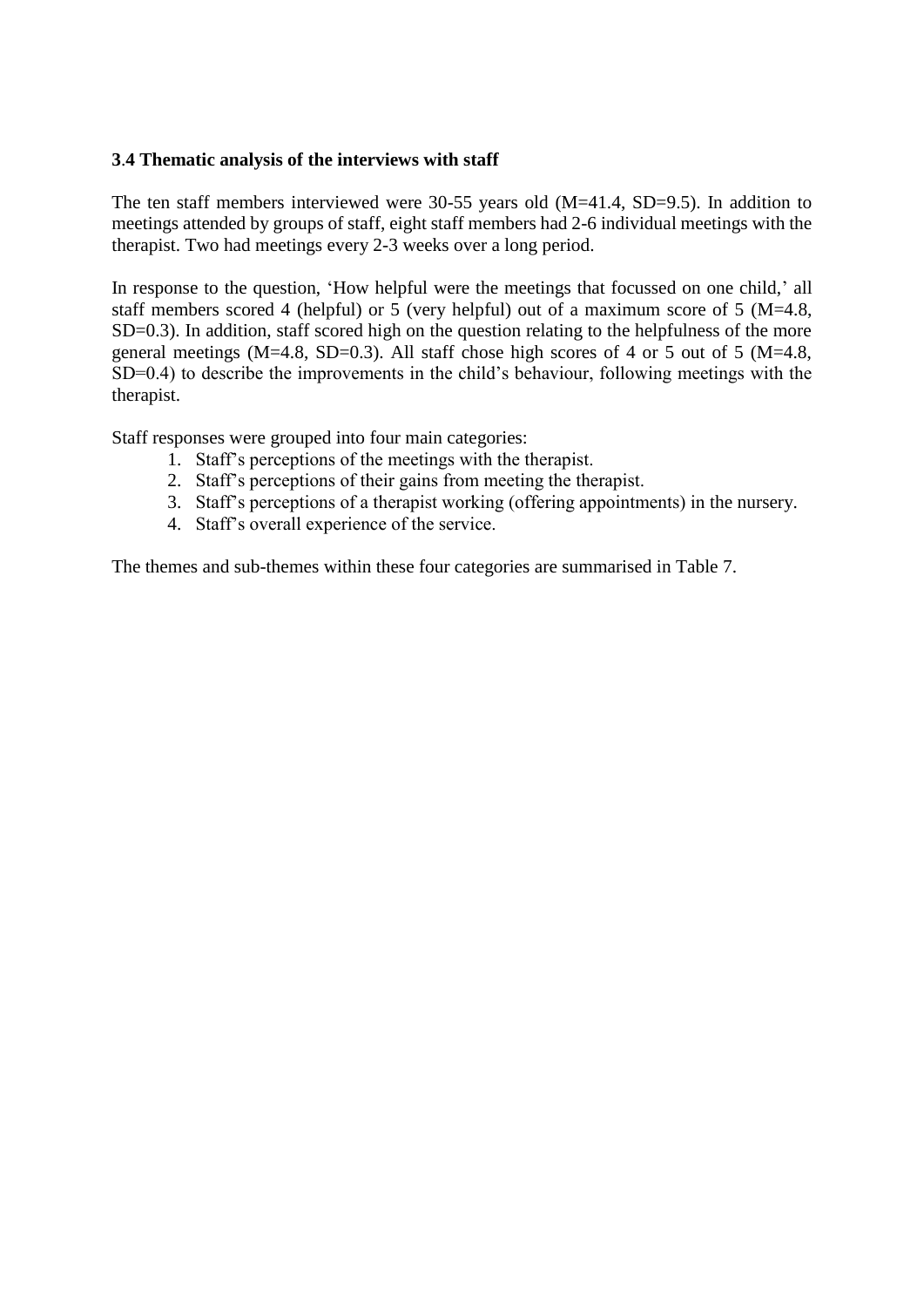### 3.4 Thematic analysis of the interviews with staff

The ten staff members interviewed were 30-55 years old (M=41.4, SD=9.5). In addition to meetings attended by groups of staff, eight staff members had 2-6 individual meetings with the therapist. Two had meetings every 2-3 weeks over a long period.

In response to the question, 'How helpful were the meetings that focussed on one child,' all staff members scored 4 (helpful) or 5 (very helpful) out of a maximum score of 5 (M=4.8, SD=0.3). In addition, staff scored high on the question relating to the helpfulness of the more general meetings (M=4.8, SD=0.3). All staff chose high scores of 4 or 5 out of 5 (M=4.8, SD=0.4) to describe the improvements in the child's behaviour, following meetings with the therapist.

Staff responses were grouped into four main categories:

1. Staff's perceptions of the meetings with the therapist.
2. Staff's perceptions of their gains from meeting the therapist.
3. Staff's perceptions of a therapist working (offering appointments) in the nursery.
4. Staff's overall experience of the service.

The themes and sub-themes within these four categories are summarised in Table 7.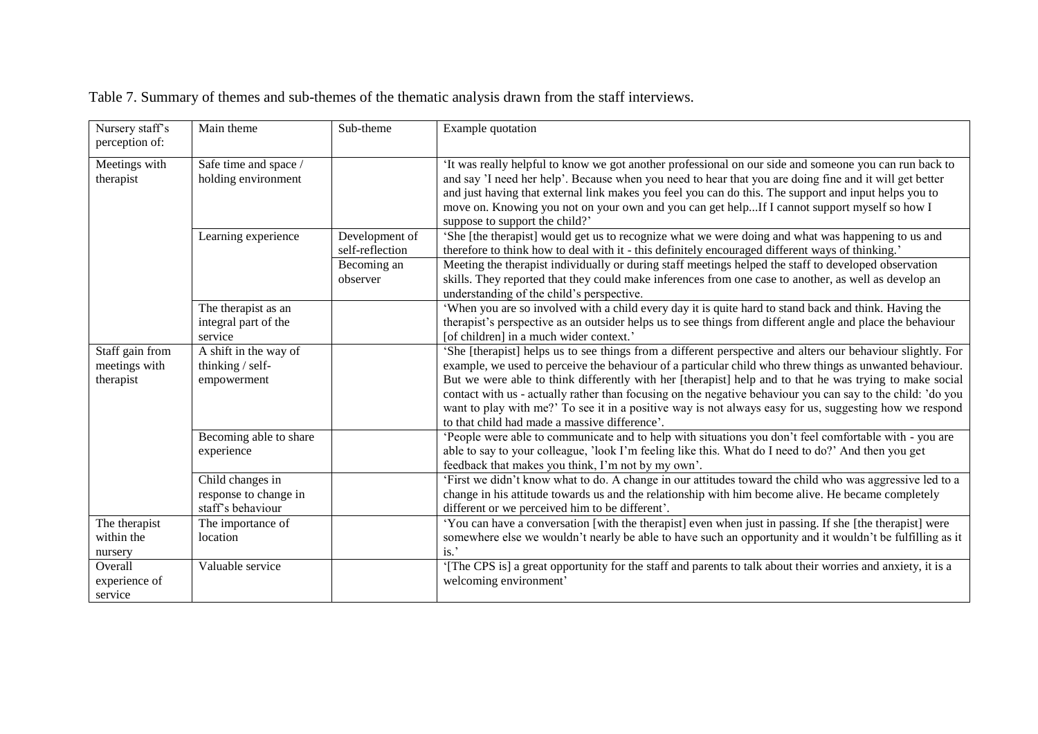Table 7. Summary of themes and sub-themes of the thematic analysis drawn from the staff interviews.

| Nursery staff's perception of: | Main theme | Sub-theme | Example quotation |
|---|---|---|---|
| Meetings with therapist | Safe time and space / holding environment | | 'It was really helpful to know we got another professional on our side and someone you can run back to and say 'I need her help'. Because when you need to hear that you are doing fine and it will get better and just having that external link makes you feel you can do this. The support and input helps you to move on. Knowing you not on your own and you can get help...If I cannot support myself so how I suppose to support the child?' |
| | Learning experience | Development of self-reflection | 'She [the therapist] would get us to recognize what we were doing and what was happening to us and therefore to think how to deal with it - this definitely encouraged different ways of thinking.' |
| | | Becoming an observer | Meeting the therapist individually or during staff meetings helped the staff to developed observation skills. They reported that they could make inferences from one case to another, as well as develop an understanding of the child's perspective. |
| | The therapist as an integral part of the service | | 'When you are so involved with a child every day it is quite hard to stand back and think. Having the therapist's perspective as an outsider helps us to see things from different angle and place the behaviour [of children] in a much wider context.' |
| Staff gain from meetings with therapist | A shift in the way of thinking / self-empowerment | | 'She [therapist] helps us to see things from a different perspective and alters our behaviour slightly. For example, we used to perceive the behaviour of a particular child who threw things as unwanted behaviour. But we were able to think differently with her [therapist] help and to that he was trying to make social contact with us - actually rather than focusing on the negative behaviour you can say to the child: 'do you want to play with me?' To see it in a positive way is not always easy for us, suggesting how we respond to that child had made a massive difference'. |
| | Becoming able to share experience | | 'People were able to communicate and to help with situations you don't feel comfortable with - you are able to say to your colleague, 'look I'm feeling like this. What do I need to do?' And then you get feedback that makes you think, I'm not by my own'. |
| | Child changes in response to change in staff's behaviour | | 'First we didn't know what to do. A change in our attitudes toward the child who was aggressive led to a change in his attitude towards us and the relationship with him become alive. He became completely different or we perceived him to be different'. |
| The therapist within the nursery | The importance of location | | 'You can have a conversation [with the therapist] even when just in passing. If she [the therapist] were somewhere else we wouldn't nearly be able to have such an opportunity and it wouldn't be fulfilling as it is.' |
| Overall experience of service | Valuable service | | '[The CPS is] a great opportunity for the staff and parents to talk about their worries and anxiety, it is a welcoming environment' |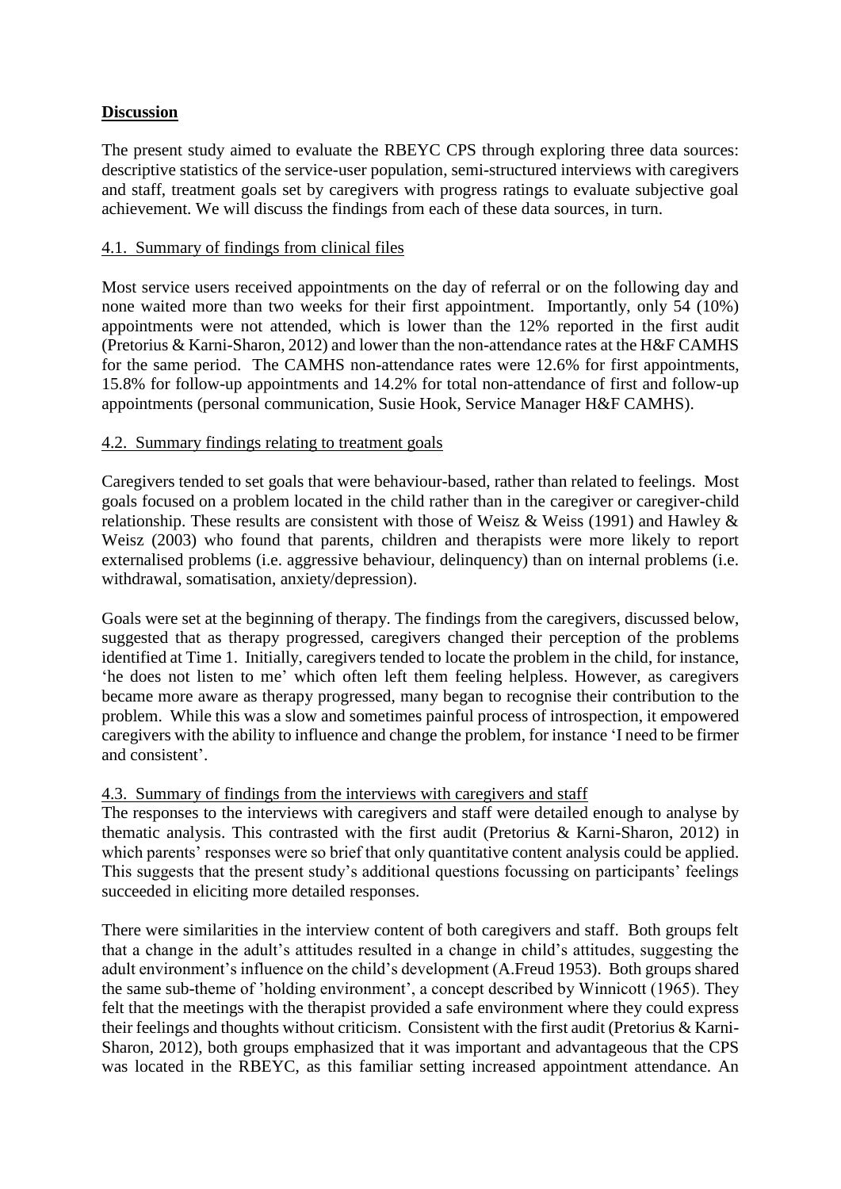## Discussion

The present study aimed to evaluate the RBEYC CPS through exploring three data sources: descriptive statistics of the service-user population, semi-structured interviews with caregivers and staff, treatment goals set by caregivers with progress ratings to evaluate subjective goal achievement. We will discuss the findings from each of these data sources, in turn.

### 4.1. Summary of findings from clinical files

Most service users received appointments on the day of referral or on the following day and none waited more than two weeks for their first appointment. Importantly, only 54 (10%) appointments were not attended, which is lower than the 12% reported in the first audit (Pretorius & Karni-Sharon, 2012) and lower than the non-attendance rates at the H&F CAMHS for the same period. The CAMHS non-attendance rates were 12.6% for first appointments, 15.8% for follow-up appointments and 14.2% for total non-attendance of first and follow-up appointments (personal communication, Susie Hook, Service Manager H&F CAMHS).

### 4.2. Summary findings relating to treatment goals

Caregivers tended to set goals that were behaviour-based, rather than related to feelings. Most goals focused on a problem located in the child rather than in the caregiver or caregiver-child relationship. These results are consistent with those of Weisz & Weiss (1991) and Hawley & Weisz (2003) who found that parents, children and therapists were more likely to report externalised problems (i.e. aggressive behaviour, delinquency) than on internal problems (i.e. withdrawal, somatisation, anxiety/depression).

Goals were set at the beginning of therapy. The findings from the caregivers, discussed below, suggested that as therapy progressed, caregivers changed their perception of the problems identified at Time 1. Initially, caregivers tended to locate the problem in the child, for instance, 'he does not listen to me' which often left them feeling helpless. However, as caregivers became more aware as therapy progressed, many began to recognise their contribution to the problem. While this was a slow and sometimes painful process of introspection, it empowered caregivers with the ability to influence and change the problem, for instance 'I need to be firmer and consistent'.

### 4.3. Summary of findings from the interviews with caregivers and staff

The responses to the interviews with caregivers and staff were detailed enough to analyse by thematic analysis. This contrasted with the first audit (Pretorius & Karni-Sharon, 2012) in which parents' responses were so brief that only quantitative content analysis could be applied. This suggests that the present study's additional questions focussing on participants' feelings succeeded in eliciting more detailed responses.

There were similarities in the interview content of both caregivers and staff. Both groups felt that a change in the adult's attitudes resulted in a change in child's attitudes, suggesting the adult environment's influence on the child's development (A.Freud 1953). Both groups shared the same sub-theme of 'holding environment', a concept described by Winnicott (1965). They felt that the meetings with the therapist provided a safe environment where they could express their feelings and thoughts without criticism. Consistent with the first audit (Pretorius & Karni-Sharon, 2012), both groups emphasized that it was important and advantageous that the CPS was located in the RBEYC, as this familiar setting increased appointment attendance. An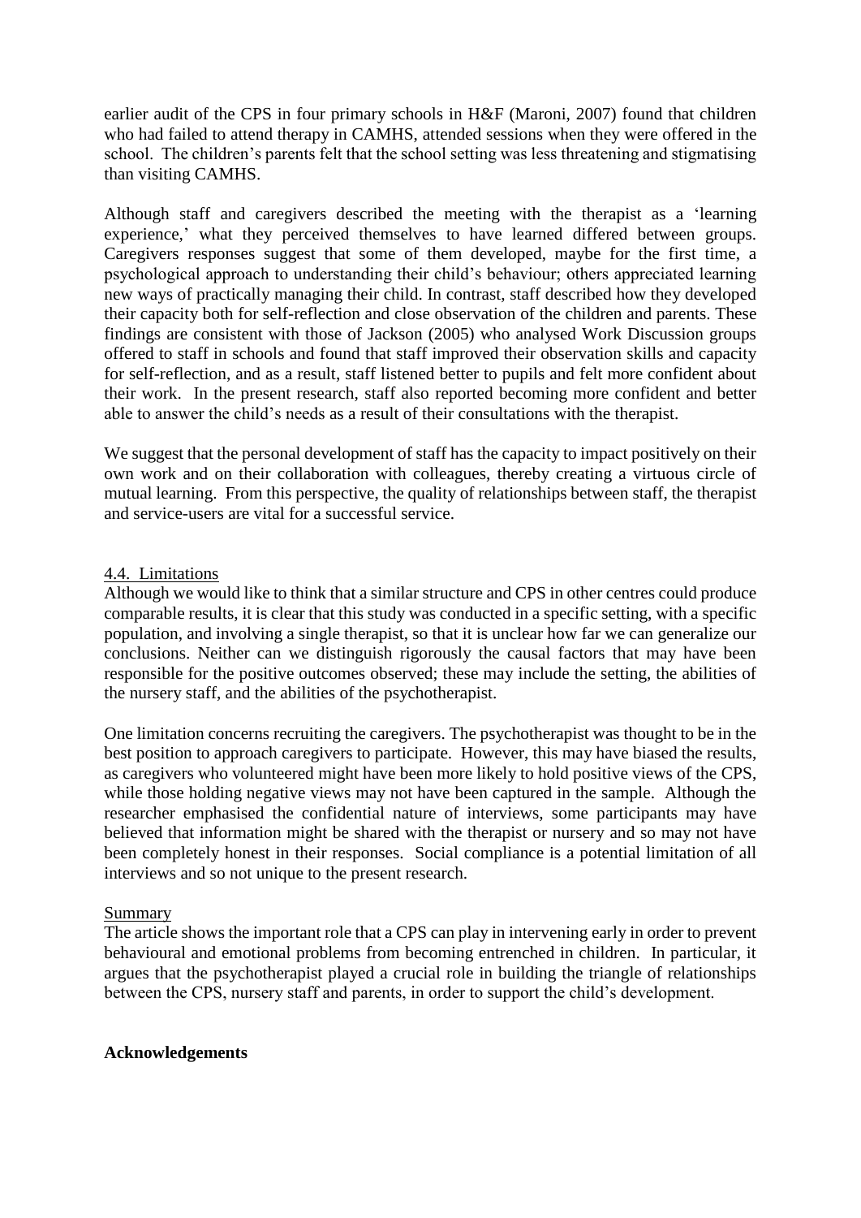earlier audit of the CPS in four primary schools in H&F (Maroni, 2007) found that children who had failed to attend therapy in CAMHS, attended sessions when they were offered in the school. The children's parents felt that the school setting was less threatening and stigmatising than visiting CAMHS.

Although staff and caregivers described the meeting with the therapist as a 'learning experience,' what they perceived themselves to have learned differed between groups. Caregivers responses suggest that some of them developed, maybe for the first time, a psychological approach to understanding their child's behaviour; others appreciated learning new ways of practically managing their child. In contrast, staff described how they developed their capacity both for self-reflection and close observation of the children and parents. These findings are consistent with those of Jackson (2005) who analysed Work Discussion groups offered to staff in schools and found that staff improved their observation skills and capacity for self-reflection, and as a result, staff listened better to pupils and felt more confident about their work. In the present research, staff also reported becoming more confident and better able to answer the child's needs as a result of their consultations with the therapist.

We suggest that the personal development of staff has the capacity to impact positively on their own work and on their collaboration with colleagues, thereby creating a virtuous circle of mutual learning. From this perspective, the quality of relationships between staff, the therapist and service-users are vital for a successful service.

### 4.4. Limitations

Although we would like to think that a similar structure and CPS in other centres could produce comparable results, it is clear that this study was conducted in a specific setting, with a specific population, and involving a single therapist, so that it is unclear how far we can generalize our conclusions. Neither can we distinguish rigorously the causal factors that may have been responsible for the positive outcomes observed; these may include the setting, the abilities of the nursery staff, and the abilities of the psychotherapist.

One limitation concerns recruiting the caregivers. The psychotherapist was thought to be in the best position to approach caregivers to participate. However, this may have biased the results, as caregivers who volunteered might have been more likely to hold positive views of the CPS, while those holding negative views may not have been captured in the sample. Although the researcher emphasised the confidential nature of interviews, some participants may have believed that information might be shared with the therapist or nursery and so may not have been completely honest in their responses. Social compliance is a potential limitation of all interviews and so not unique to the present research.

### Summary

The article shows the important role that a CPS can play in intervening early in order to prevent behavioural and emotional problems from becoming entrenched in children. In particular, it argues that the psychotherapist played a crucial role in building the triangle of relationships between the CPS, nursery staff and parents, in order to support the child's development.

**Acknowledgements**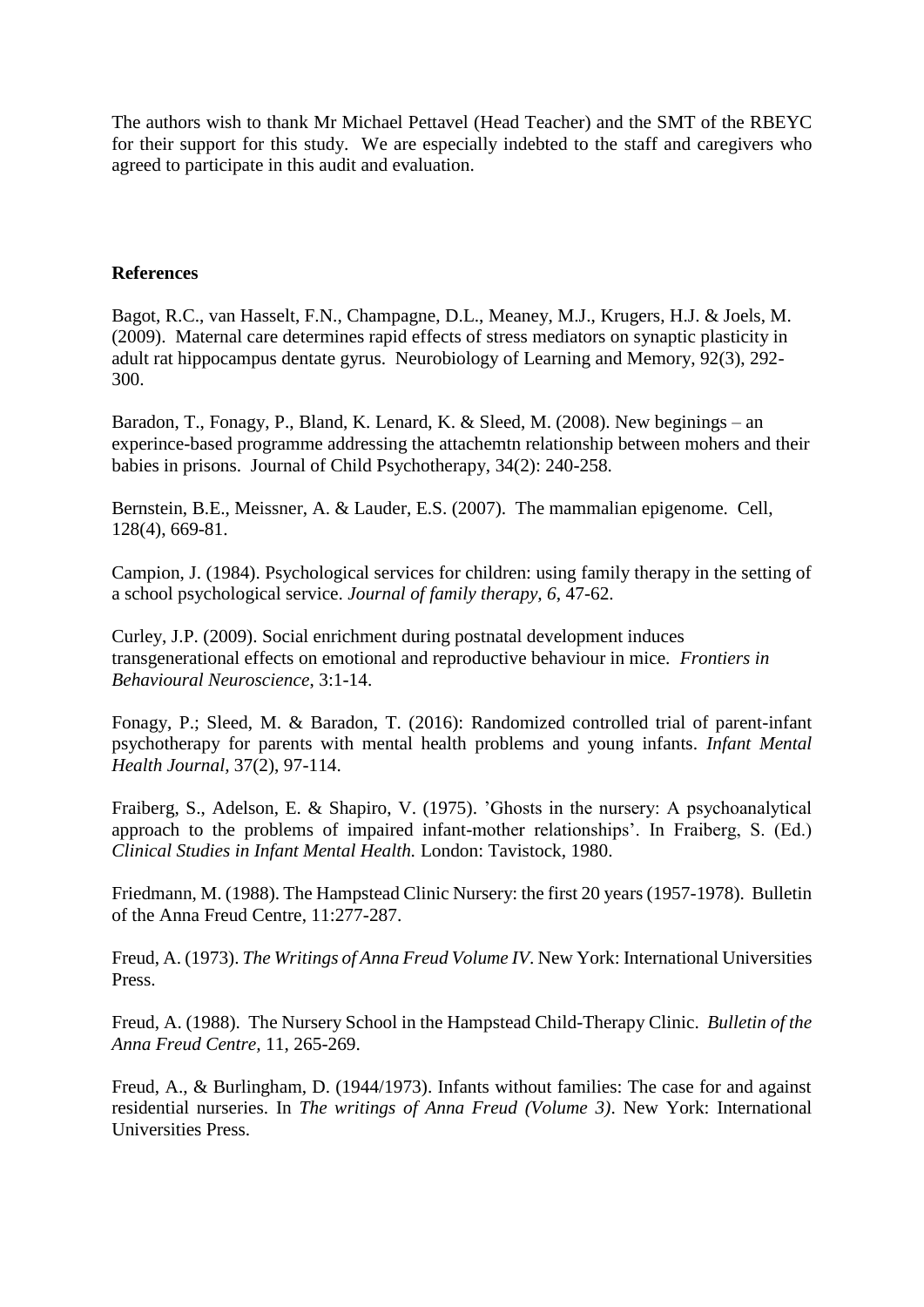The authors wish to thank Mr Michael Pettavel (Head Teacher) and the SMT of the RBEYC for their support for this study. We are especially indebted to the staff and caregivers who agreed to participate in this audit and evaluation.

**References**

Bagot, R.C., van Hasselt, F.N., Champagne, D.L., Meaney, M.J., Krugers, H.J. & Joels, M. (2009). Maternal care determines rapid effects of stress mediators on synaptic plasticity in adult rat hippocampus dentate gyrus. Neurobiology of Learning and Memory, 92(3), 292-300.

Baradon, T., Fonagy, P., Bland, K. Lenard, K. & Sleed, M. (2008). New beginings – an experince-based programme addressing the attachemtn relationship between mohers and their babies in prisons. Journal of Child Psychotherapy, 34(2): 240-258.

Bernstein, B.E., Meissner, A. & Lauder, E.S. (2007). The mammalian epigenome. Cell, 128(4), 669-81.

Campion, J. (1984). Psychological services for children: using family therapy in the setting of a school psychological service. *Journal of family therapy, 6*, 47-62.

Curley, J.P. (2009). Social enrichment during postnatal development induces transgenerational effects on emotional and reproductive behaviour in mice. *Frontiers in Behavioural Neuroscience*, 3:1-14.

Fonagy, P.; Sleed, M. & Baradon, T. (2016): Randomized controlled trial of parent-infant psychotherapy for parents with mental health problems and young infants. *Infant Mental Health Journal*, 37(2), 97-114.

Fraiberg, S., Adelson, E. & Shapiro, V. (1975). 'Ghosts in the nursery: A psychoanalytical approach to the problems of impaired infant-mother relationships'. In Fraiberg, S. (Ed.) *Clinical Studies in Infant Mental Health.* London: Tavistock, 1980.

Friedmann, M. (1988). The Hampstead Clinic Nursery: the first 20 years (1957-1978). Bulletin of the Anna Freud Centre, 11:277-287.

Freud, A. (1973). *The Writings of Anna Freud Volume IV*. New York: International Universities Press.

Freud, A. (1988). The Nursery School in the Hampstead Child-Therapy Clinic. *Bulletin of the Anna Freud Centre,* 11, 265-269.

Freud, A., & Burlingham, D. (1944/1973). Infants without families: The case for and against residential nurseries. In *The writings of Anna Freud (Volume 3)*. New York: International Universities Press.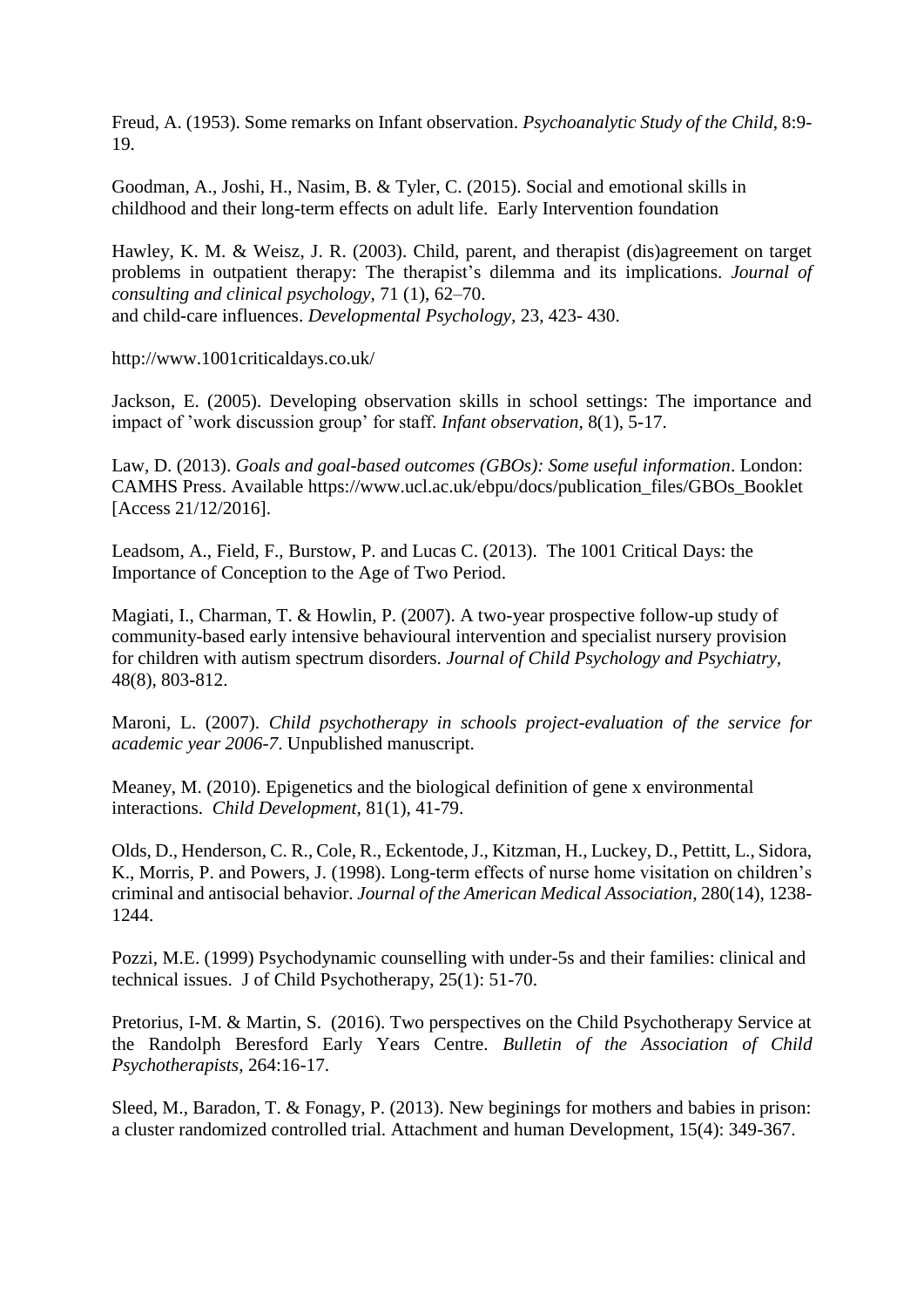Freud, A. (1953). Some remarks on Infant observation. *Psychoanalytic Study of the Child*, 8:9-19.

Goodman, A., Joshi, H., Nasim, B. & Tyler, C. (2015). Social and emotional skills in childhood and their long-term effects on adult life. Early Intervention foundation

Hawley, K. M. & Weisz, J. R. (2003). Child, parent, and therapist (dis)agreement on target problems in outpatient therapy: The therapist's dilemma and its implications. *Journal of consulting and clinical psychology*, 71 (1), 62–70.
and child-care influences. *Developmental Psychology*, 23, 423- 430.

http://www.1001criticaldays.co.uk/

Jackson, E. (2005). Developing observation skills in school settings: The importance and impact of 'work discussion group' for staff. *Infant observation*, 8(1), 5-17.

Law, D. (2013). *Goals and goal-based outcomes (GBOs): Some useful information*. London: CAMHS Press. Available https://www.ucl.ac.uk/ebpu/docs/publication_files/GBOs_Booklet [Access 21/12/2016].

Leadsom, A., Field, F., Burstow, P. and Lucas C. (2013). The 1001 Critical Days: the Importance of Conception to the Age of Two Period.

Magiati, I., Charman, T. & Howlin, P. (2007). A two-year prospective follow-up study of community-based early intensive behavioural intervention and specialist nursery provision for children with autism spectrum disorders. *Journal of Child Psychology and Psychiatry*, 48(8), 803-812.

Maroni, L. (2007). *Child psychotherapy in schools project-evaluation of the service for academic year 2006-7*. Unpublished manuscript.

Meaney, M. (2010). Epigenetics and the biological definition of gene x environmental interactions. *Child Development*, 81(1), 41-79.

Olds, D., Henderson, C. R., Cole, R., Eckentode, J., Kitzman, H., Luckey, D., Pettitt, L., Sidora, K., Morris, P. and Powers, J. (1998). Long-term effects of nurse home visitation on children's criminal and antisocial behavior. *Journal of the American Medical Association*, 280(14), 1238-1244.

Pozzi, M.E. (1999) Psychodynamic counselling with under-5s and their families: clinical and technical issues. J of Child Psychotherapy, 25(1): 51-70.

Pretorius, I-M. & Martin, S. (2016). Two perspectives on the Child Psychotherapy Service at the Randolph Beresford Early Years Centre. *Bulletin of the Association of Child Psychotherapists*, 264:16-17.

Sleed, M., Baradon, T. & Fonagy, P. (2013). New beginings for mothers and babies in prison: a cluster randomized controlled trial. Attachment and human Development, 15(4): 349-367.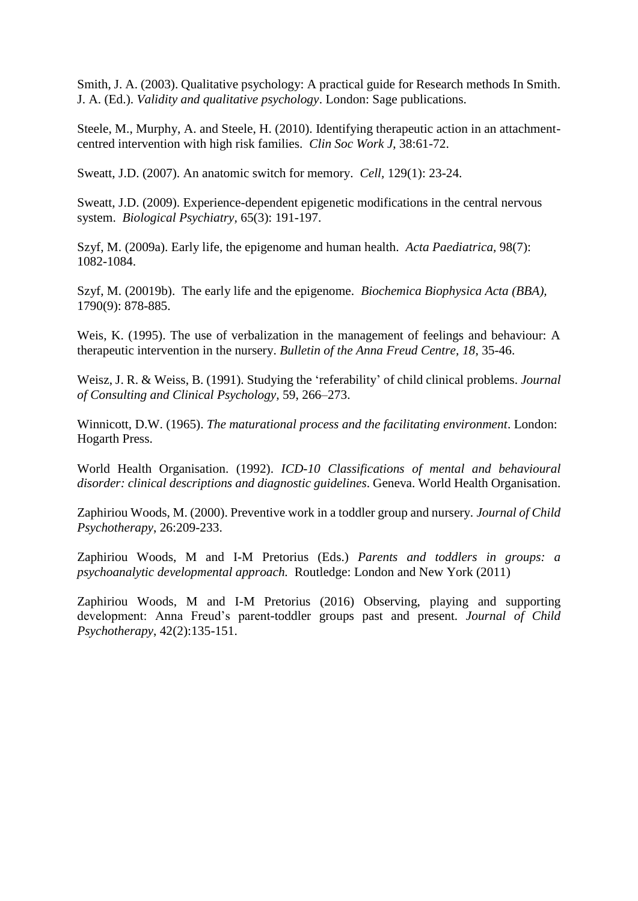Smith, J. A. (2003). Qualitative psychology: A practical guide for Research methods In Smith. J. A. (Ed.). *Validity and qualitative psychology*. London: Sage publications.

Steele, M., Murphy, A. and Steele, H. (2010). Identifying therapeutic action in an attachment-centred intervention with high risk families. *Clin Soc Work J*, 38:61-72.

Sweatt, J.D. (2007). An anatomic switch for memory. *Cell*, 129(1): 23-24.

Sweatt, J.D. (2009). Experience-dependent epigenetic modifications in the central nervous system. *Biological Psychiatry*, 65(3): 191-197.

Szyf, M. (2009a). Early life, the epigenome and human health. *Acta Paediatrica*, 98(7): 1082-1084.

Szyf, M. (20019b). The early life and the epigenome. *Biochemica Biophysica Acta (BBA)*, 1790(9): 878-885.

Weis, K. (1995). The use of verbalization in the management of feelings and behaviour: A therapeutic intervention in the nursery. *Bulletin of the Anna Freud Centre, 18*, 35-46.

Weisz, J. R. & Weiss, B. (1991). Studying the 'referability' of child clinical problems. *Journal of Consulting and Clinical Psychology*, 59, 266–273.

Winnicott, D.W. (1965). *The maturational process and the facilitating environment*. London: Hogarth Press.

World Health Organisation. (1992). *ICD-10 Classifications of mental and behavioural disorder: clinical descriptions and diagnostic guidelines*. Geneva. World Health Organisation.

Zaphiriou Woods, M. (2000). Preventive work in a toddler group and nursery. *Journal of Child Psychotherapy*, 26:209-233.

Zaphiriou Woods, M and I-M Pretorius (Eds.) *Parents and toddlers in groups: a psychoanalytic developmental approach.* Routledge: London and New York (2011)

Zaphiriou Woods, M and I-M Pretorius (2016) Observing, playing and supporting development: Anna Freud's parent-toddler groups past and present. *Journal of Child Psychotherapy*, 42(2):135-151.